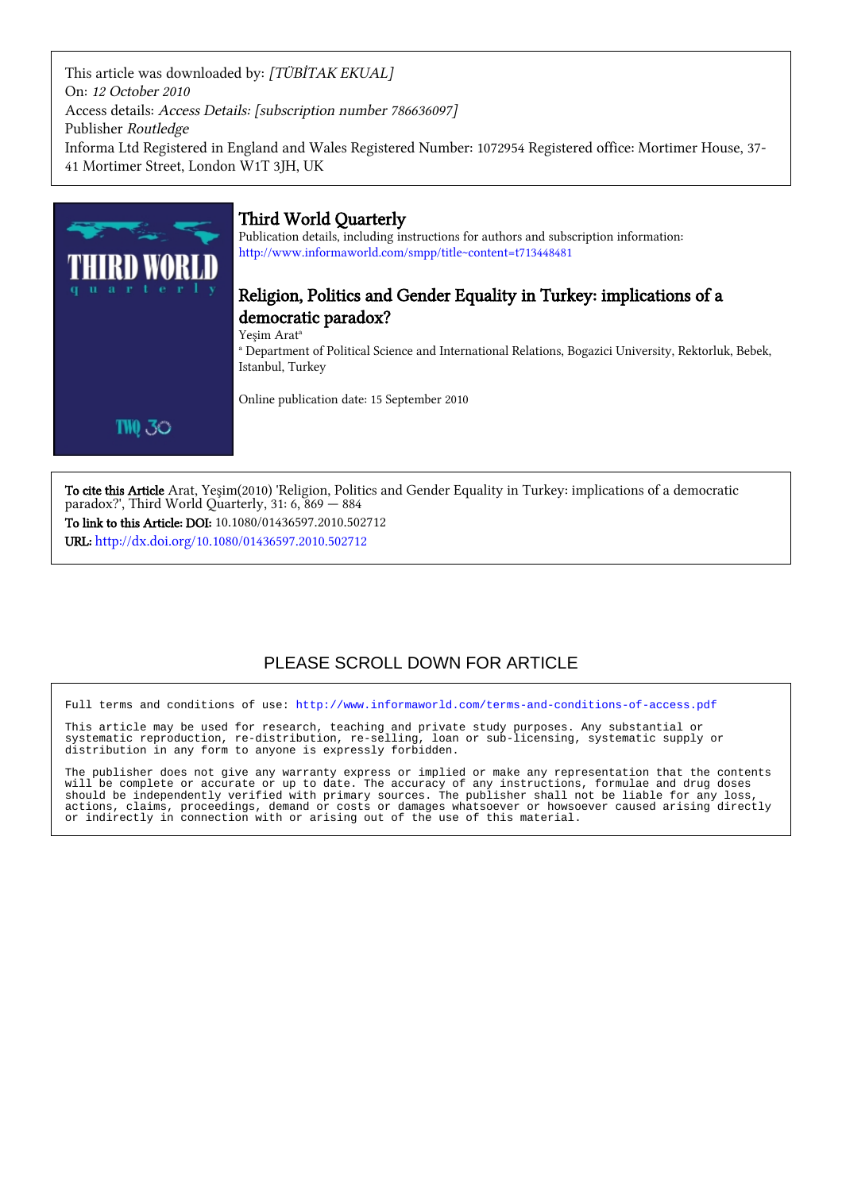This article was downloaded by: *[TÜBİTAK EKUAL]*
On: *12 October 2010*
Access details: *Access Details: [subscription number 786636097]*
Publisher *Routledge*
Informa Ltd Registered in England and Wales Registered Number: 1072954 Registered office: Mortimer House, 37-41 Mortimer Street, London W1T 3JH, UK

# Third World Quarterly

Publication details, including instructions for authors and subscription information:
http://www.informaworld.com/smpp/title~content=t713448481

## Religion, Politics and Gender Equality in Turkey: implications of a democratic paradox?

Yeşim Arat[a]

[a] Department of Political Science and International Relations, Bogazici University, Rektorluk, Bebek, Istanbul, Turkey

Online publication date: 15 September 2010

**To cite this Article** Arat, Yeşim(2010) 'Religion, Politics and Gender Equality in Turkey: implications of a democratic paradox?', Third World Quarterly, 31: 6, 869 — 884

**To link to this Article: DOI:** 10.1080/01436597.2010.502712

**URL:** http://dx.doi.org/10.1080/01436597.2010.502712

PLEASE SCROLL DOWN FOR ARTICLE

Full terms and conditions of use: http://www.informaworld.com/terms-and-conditions-of-access.pdf

This article may be used for research, teaching and private study purposes. Any substantial or systematic reproduction, re-distribution, re-selling, loan or sub-licensing, systematic supply or distribution in any form to anyone is expressly forbidden.

The publisher does not give any warranty express or implied or make any representation that the contents will be complete or accurate or up to date. The accuracy of any instructions, formulae and drug doses should be independently verified with primary sources. The publisher shall not be liable for any loss, actions, claims, proceedings, demand or costs or damages whatsoever or howsoever caused arising directly or indirectly in connection with or arising out of the use of this material.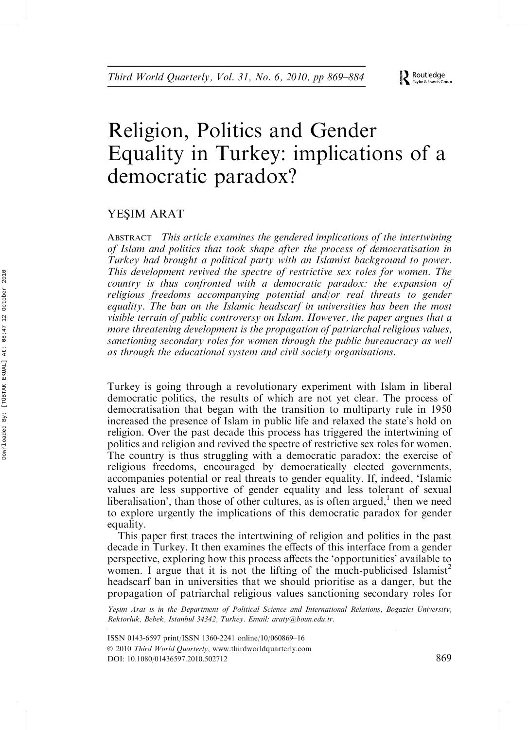# Religion, Politics and Gender Equality in Turkey: implications of a democratic paradox?

YEŞIM ARAT

ABSTRACT *This article examines the gendered implications of the intertwining of Islam and politics that took shape after the process of democratisation in Turkey had brought a political party with an Islamist background to power. This development revived the spectre of restrictive sex roles for women. The country is thus confronted with a democratic paradox: the expansion of religious freedoms accompanying potential and/or real threats to gender equality. The ban on the Islamic headscarf in universities has been the most visible terrain of public controversy on Islam. However, the paper argues that a more threatening development is the propagation of patriarchal religious values, sanctioning secondary roles for women through the public bureaucracy as well as through the educational system and civil society organisations.*

Turkey is going through a revolutionary experiment with Islam in liberal democratic politics, the results of which are not yet clear. The process of democratisation that began with the transition to multiparty rule in 1950 increased the presence of Islam in public life and relaxed the state's hold on religion. Over the past decade this process has triggered the intertwining of politics and religion and revived the spectre of restrictive sex roles for women. The country is thus struggling with a democratic paradox: the exercise of religious freedoms, encouraged by democratically elected governments, accompanies potential or real threats to gender equality. If, indeed, 'Islamic values are less supportive of gender equality and less tolerant of sexual liberalisation', than those of other cultures, as is often argued,[1] then we need to explore urgently the implications of this democratic paradox for gender equality.

This paper first traces the intertwining of religion and politics in the past decade in Turkey. It then examines the effects of this interface from a gender perspective, exploring how this process affects the 'opportunities' available to women. I argue that it is not the lifting of the much-publicised Islamist[2] headscarf ban in universities that we should prioritise as a danger, but the propagation of patriarchal religious values sanctioning secondary roles for

*Yeşim Arat is in the Department of Political Science and International Relations, Bogazici University, Rektorluk, Bebek, Istanbul 34342, Turkey. Email: araty@boun.edu.tr.*

ISSN 0143-6597 print/ISSN 1360-2241 online/10/060869–16
© 2010 *Third World Quarterly*, www.thirdworldquarterly.com
DOI: 10.1080/01436597.2010.502712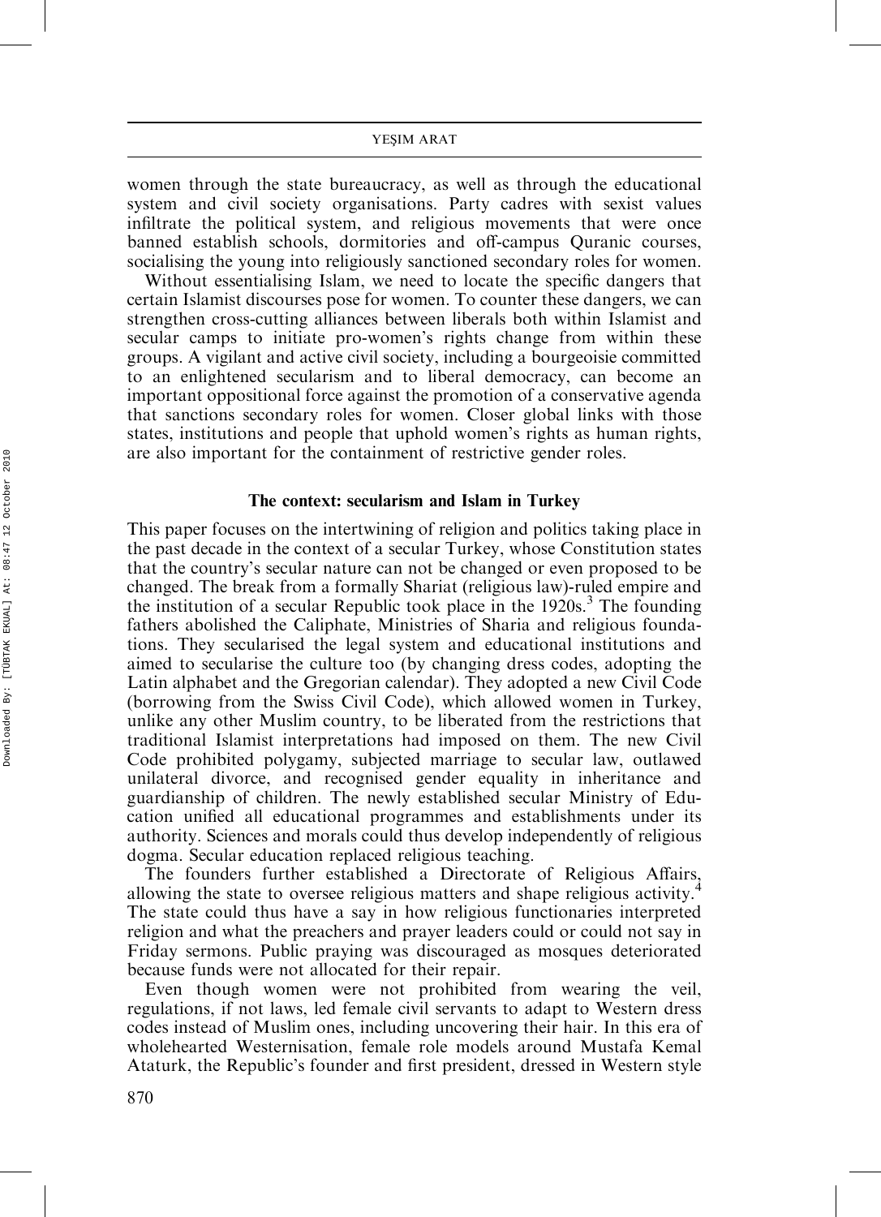women through the state bureaucracy, as well as through the educational system and civil society organisations. Party cadres with sexist values infiltrate the political system, and religious movements that were once banned establish schools, dormitories and off-campus Quranic courses, socialising the young into religiously sanctioned secondary roles for women.

Without essentialising Islam, we need to locate the specific dangers that certain Islamist discourses pose for women. To counter these dangers, we can strengthen cross-cutting alliances between liberals both within Islamist and secular camps to initiate pro-women's rights change from within these groups. A vigilant and active civil society, including a bourgeoisie committed to an enlightened secularism and to liberal democracy, can become an important oppositional force against the promotion of a conservative agenda that sanctions secondary roles for women. Closer global links with those states, institutions and people that uphold women's rights as human rights, are also important for the containment of restrictive gender roles.

## The context: secularism and Islam in Turkey

This paper focuses on the intertwining of religion and politics taking place in the past decade in the context of a secular Turkey, whose Constitution states that the country's secular nature can not be changed or even proposed to be changed. The break from a formally Shariat (religious law)-ruled empire and the institution of a secular Republic took place in the 1920s.[3] The founding fathers abolished the Caliphate, Ministries of Sharia and religious foundations. They secularised the legal system and educational institutions and aimed to secularise the culture too (by changing dress codes, adopting the Latin alphabet and the Gregorian calendar). They adopted a new Civil Code (borrowing from the Swiss Civil Code), which allowed women in Turkey, unlike any other Muslim country, to be liberated from the restrictions that traditional Islamist interpretations had imposed on them. The new Civil Code prohibited polygamy, subjected marriage to secular law, outlawed unilateral divorce, and recognised gender equality in inheritance and guardianship of children. The newly established secular Ministry of Education unified all educational programmes and establishments under its authority. Sciences and morals could thus develop independently of religious dogma. Secular education replaced religious teaching.

The founders further established a Directorate of Religious Affairs,[4] allowing the state to oversee religious matters and shape religious activity. The state could thus have a say in how religious functionaries interpreted religion and what the preachers and prayer leaders could or could not say in Friday sermons. Public praying was discouraged as mosques deteriorated because funds were not allocated for their repair.

Even though women were not prohibited from wearing the veil, regulations, if not laws, led female civil servants to adapt to Western dress codes instead of Muslim ones, including uncovering their hair. In this era of wholehearted Westernisation, female role models around Mustafa Kemal Ataturk, the Republic's founder and first president, dressed in Western style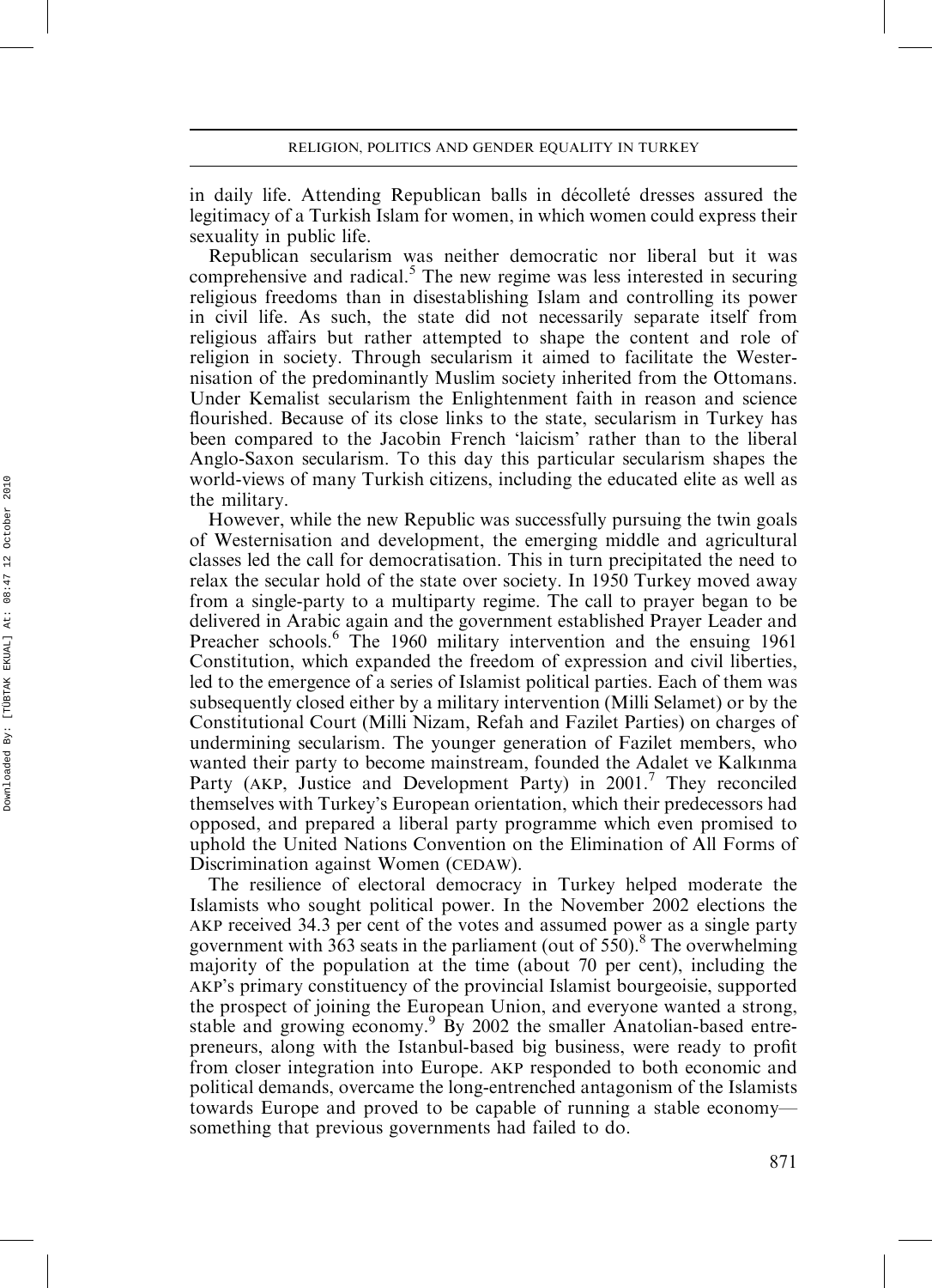in daily life. Attending Republican balls in décolleté dresses assured the legitimacy of a Turkish Islam for women, in which women could express their sexuality in public life.

Republican secularism was neither democratic nor liberal but it was comprehensive and radical.[5] The new regime was less interested in securing religious freedoms than in disestablishing Islam and controlling its power in civil life. As such, the state did not necessarily separate itself from religious affairs but rather attempted to shape the content and role of religion in society. Through secularism it aimed to facilitate the Westernisation of the predominantly Muslim society inherited from the Ottomans. Under Kemalist secularism the Enlightenment faith in reason and science flourished. Because of its close links to the state, secularism in Turkey has been compared to the Jacobin French 'laicism' rather than to the liberal Anglo-Saxon secularism. To this day this particular secularism shapes the world-views of many Turkish citizens, including the educated elite as well as the military.

However, while the new Republic was successfully pursuing the twin goals of Westernisation and development, the emerging middle and agricultural classes led the call for democratisation. This in turn precipitated the need to relax the secular hold of the state over society. In 1950 Turkey moved away from a single-party to a multiparty regime. The call to prayer began to be delivered in Arabic again and the government established Prayer Leader and Preacher schools.[6] The 1960 military intervention and the ensuing 1961 Constitution, which expanded the freedom of expression and civil liberties, led to the emergence of a series of Islamist political parties. Each of them was subsequently closed either by a military intervention (Milli Selamet) or by the Constitutional Court (Milli Nizam, Refah and Fazilet Parties) on charges of undermining secularism. The younger generation of Fazilet members, who wanted their party to become mainstream, founded the Adalet ve Kalkınma Party (AKP, Justice and Development Party) in 2001.[7] They reconciled themselves with Turkey's European orientation, which their predecessors had opposed, and prepared a liberal party programme which even promised to uphold the United Nations Convention on the Elimination of All Forms of Discrimination against Women (CEDAW).

The resilience of electoral democracy in Turkey helped moderate the Islamists who sought political power. In the November 2002 elections the AKP received 34.3 per cent of the votes and assumed power as a single party government with 363 seats in the parliament (out of 550).[8] The overwhelming majority of the population at the time (about 70 per cent), including the AKP's primary constituency of the provincial Islamist bourgeoisie, supported the prospect of joining the European Union, and everyone wanted a strong, stable and growing economy.[9] By 2002 the smaller Anatolian-based entrepreneurs, along with the Istanbul-based big business, were ready to profit from closer integration into Europe. AKP responded to both economic and political demands, overcame the long-entrenched antagonism of the Islamists towards Europe and proved to be capable of running a stable economy—something that previous governments had failed to do.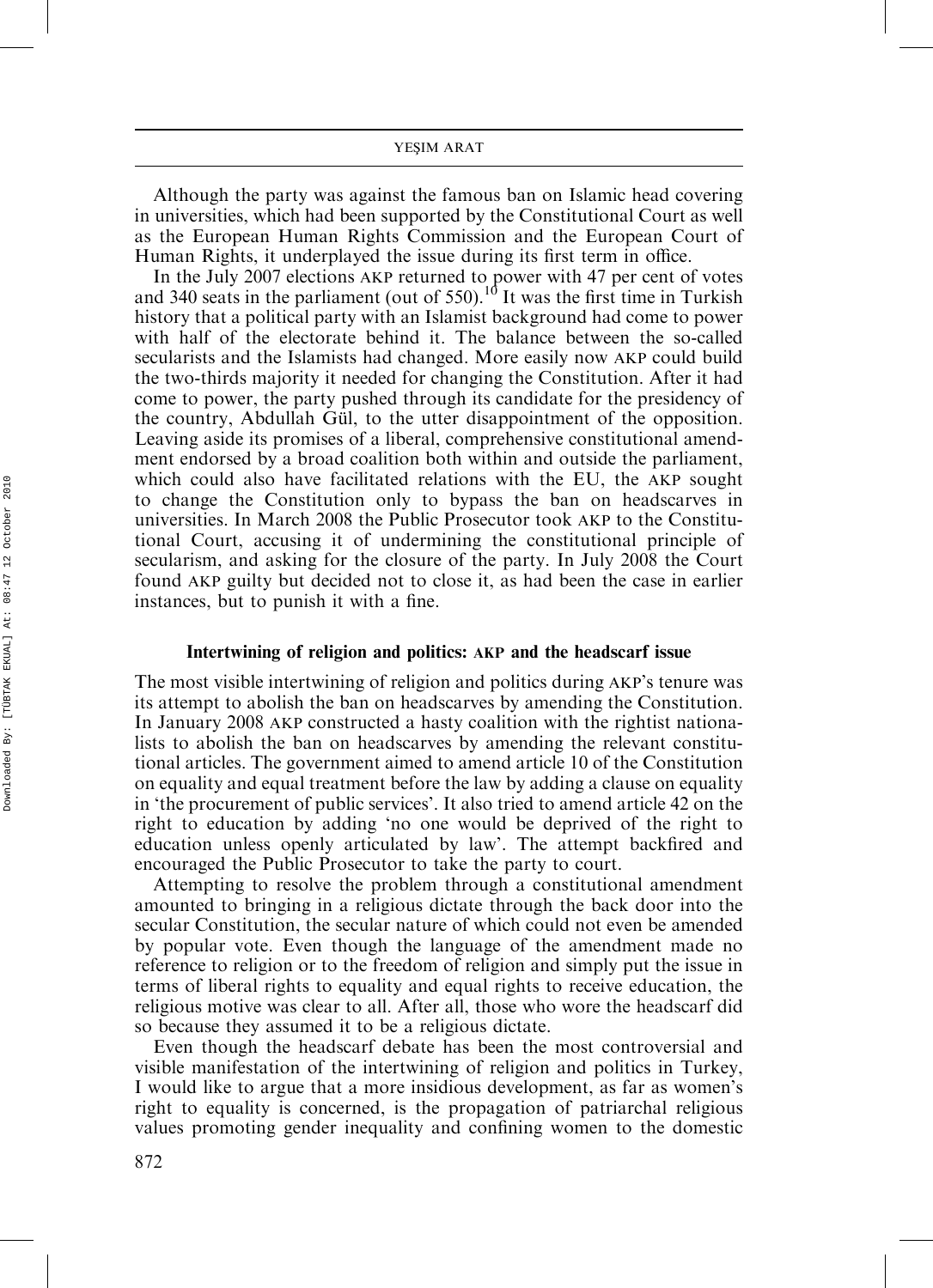Although the party was against the famous ban on Islamic head covering in universities, which had been supported by the Constitutional Court as well as the European Human Rights Commission and the European Court of Human Rights, it underplayed the issue during its first term in office.

In the July 2007 elections AKP returned to power with 47 per cent of votes and 340 seats in the parliament (out of 550).[10] It was the first time in Turkish history that a political party with an Islamist background had come to power with half of the electorate behind it. The balance between the so-called secularists and the Islamists had changed. More easily now AKP could build the two-thirds majority it needed for changing the Constitution. After it had come to power, the party pushed through its candidate for the presidency of the country, Abdullah Gül, to the utter disappointment of the opposition. Leaving aside its promises of a liberal, comprehensive constitutional amendment endorsed by a broad coalition both within and outside the parliament, which could also have facilitated relations with the EU, the AKP sought to change the Constitution only to bypass the ban on headscarves in universities. In March 2008 the Public Prosecutor took AKP to the Constitutional Court, accusing it of undermining the constitutional principle of secularism, and asking for the closure of the party. In July 2008 the Court found AKP guilty but decided not to close it, as had been the case in earlier instances, but to punish it with a fine.

## Intertwining of religion and politics: AKP and the headscarf issue

The most visible intertwining of religion and politics during AKP's tenure was its attempt to abolish the ban on headscarves by amending the Constitution. In January 2008 AKP constructed a hasty coalition with the rightist nationalists to abolish the ban on headscarves by amending the relevant constitutional articles. The government aimed to amend article 10 of the Constitution on equality and equal treatment before the law by adding a clause on equality in 'the procurement of public services'. It also tried to amend article 42 on the right to education by adding 'no one would be deprived of the right to education unless openly articulated by law'. The attempt backfired and encouraged the Public Prosecutor to take the party to court.

Attempting to resolve the problem through a constitutional amendment amounted to bringing in a religious dictate through the back door into the secular Constitution, the secular nature of which could not even be amended by popular vote. Even though the language of the amendment made no reference to religion or to the freedom of religion and simply put the issue in terms of liberal rights to equality and equal rights to receive education, the religious motive was clear to all. After all, those who wore the headscarf did so because they assumed it to be a religious dictate.

Even though the headscarf debate has been the most controversial and visible manifestation of the intertwining of religion and politics in Turkey, I would like to argue that a more insidious development, as far as women's right to equality is concerned, is the propagation of patriarchal religious values promoting gender inequality and confining women to the domestic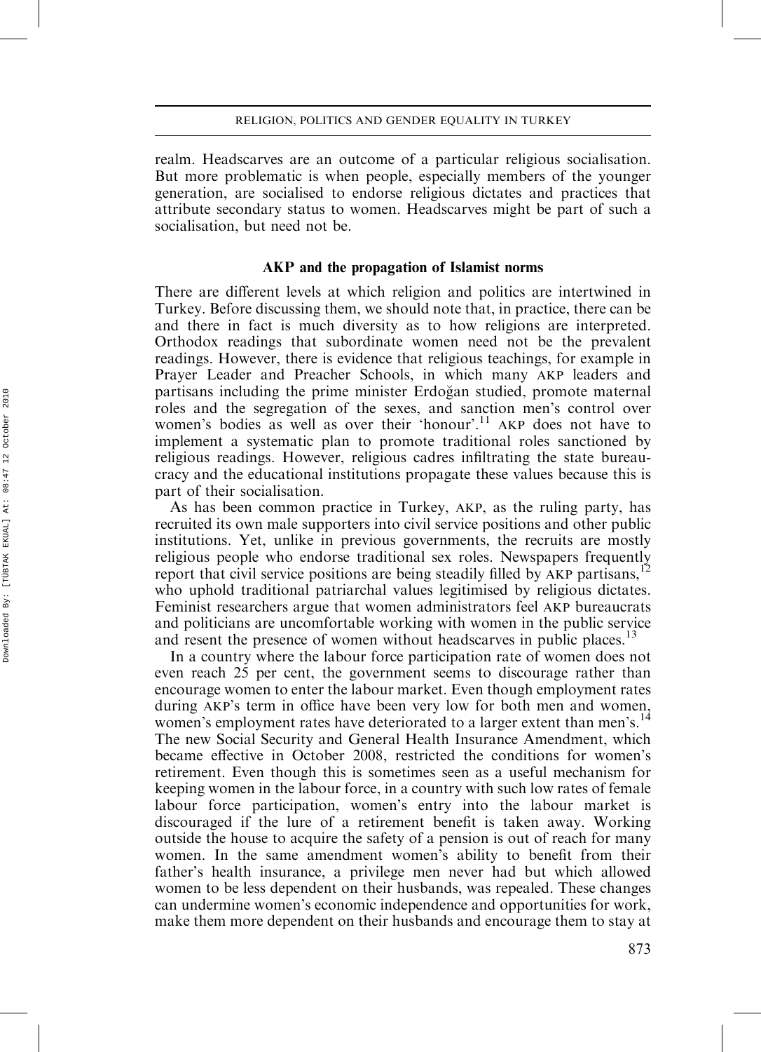realm. Headscarves are an outcome of a particular religious socialisation. But more problematic is when people, especially members of the younger generation, are socialised to endorse religious dictates and practices that attribute secondary status to women. Headscarves might be part of such a socialisation, but need not be.

### AKP and the propagation of Islamist norms

There are different levels at which religion and politics are intertwined in Turkey. Before discussing them, we should note that, in practice, there can be and there in fact is much diversity as to how religions are interpreted. Orthodox readings that subordinate women need not be the prevalent readings. However, there is evidence that religious teachings, for example in Prayer Leader and Preacher Schools, in which many AKP leaders and partisans including the prime minister Erdoğan studied, promote maternal roles and the segregation of the sexes, and sanction men's control over women's bodies as well as over their 'honour'.[11] AKP does not have to implement a systematic plan to promote traditional roles sanctioned by religious readings. However, religious cadres infiltrating the state bureaucracy and the educational institutions propagate these values because this is part of their socialisation.

As has been common practice in Turkey, AKP, as the ruling party, has recruited its own male supporters into civil service positions and other public institutions. Yet, unlike in previous governments, the recruits are mostly religious people who endorse traditional sex roles. Newspapers frequently report that civil service positions are being steadily filled by AKP partisans,[12] who uphold traditional patriarchal values legitimised by religious dictates. Feminist researchers argue that women administrators feel AKP bureaucrats and politicians are uncomfortable working with women in the public service and resent the presence of women without headscarves in public places.[13]

In a country where the labour force participation rate of women does not even reach 25 per cent, the government seems to discourage rather than encourage women to enter the labour market. Even though employment rates during AKP's term in office have been very low for both men and women, women's employment rates have deteriorated to a larger extent than men's.[14] The new Social Security and General Health Insurance Amendment, which became effective in October 2008, restricted the conditions for women's retirement. Even though this is sometimes seen as a useful mechanism for keeping women in the labour force, in a country with such low rates of female labour force participation, women's entry into the labour market is discouraged if the lure of a retirement benefit is taken away. Working outside the house to acquire the safety of a pension is out of reach for many women. In the same amendment women's ability to benefit from their father's health insurance, a privilege men never had but which allowed women to be less dependent on their husbands, was repealed. These changes can undermine women's economic independence and opportunities for work, make them more dependent on their husbands and encourage them to stay at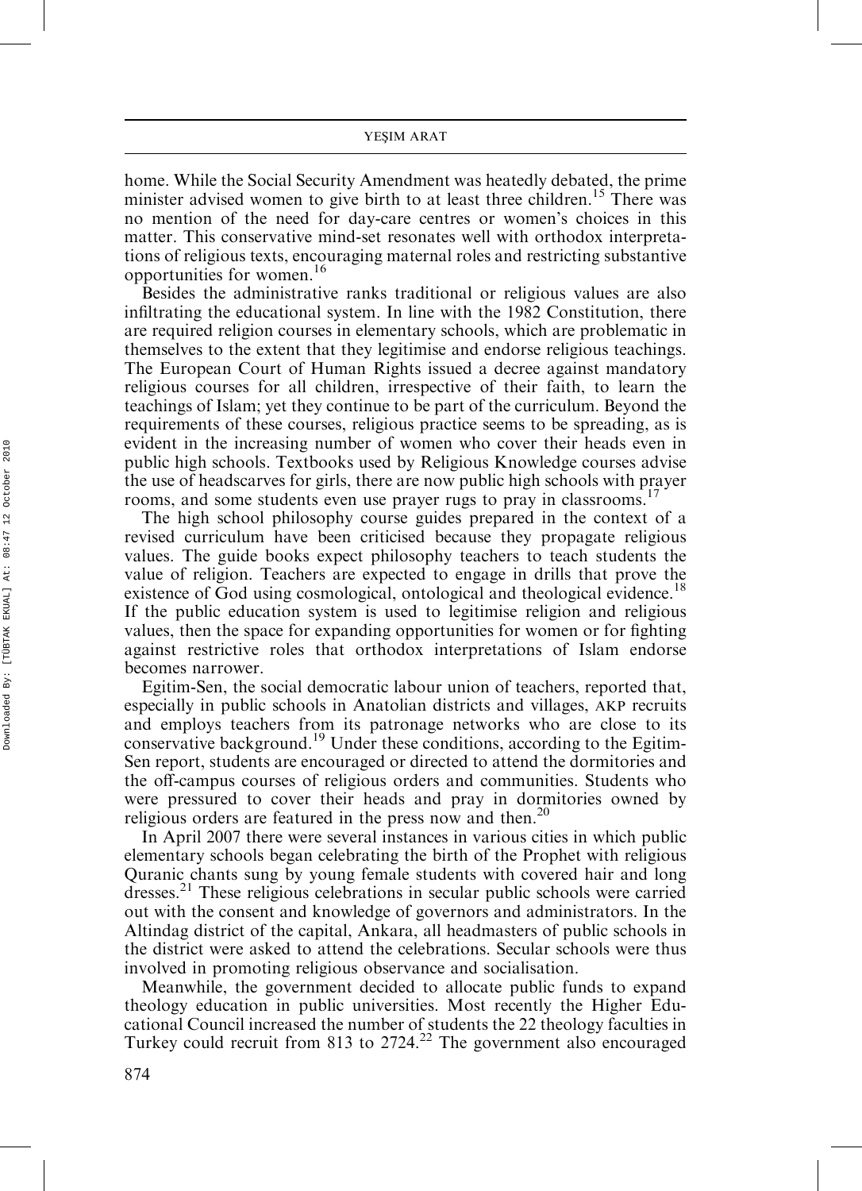home. While the Social Security Amendment was heatedly debated, the prime minister advised women to give birth to at least three children.[15] There was no mention of the need for day-care centres or women's choices in this matter. This conservative mind-set resonates well with orthodox interpretations of religious texts, encouraging maternal roles and restricting substantive opportunities for women.[16]

Besides the administrative ranks traditional or religious values are also infiltrating the educational system. In line with the 1982 Constitution, there are required religion courses in elementary schools, which are problematic in themselves to the extent that they legitimise and endorse religious teachings. The European Court of Human Rights issued a decree against mandatory religious courses for all children, irrespective of their faith, to learn the teachings of Islam; yet they continue to be part of the curriculum. Beyond the requirements of these courses, religious practice seems to be spreading, as is evident in the increasing number of women who cover their heads even in public high schools. Textbooks used by Religious Knowledge courses advise the use of headscarves for girls, there are now public high schools with prayer rooms, and some students even use prayer rugs to pray in classrooms.[17]

The high school philosophy course guides prepared in the context of a revised curriculum have been criticised because they propagate religious values. The guide books expect philosophy teachers to teach students the value of religion. Teachers are expected to engage in drills that prove the existence of God using cosmological, ontological and theological evidence.[18] If the public education system is used to legitimise religion and religious values, then the space for expanding opportunities for women or for fighting against restrictive roles that orthodox interpretations of Islam endorse becomes narrower.

Egitim-Sen, the social democratic labour union of teachers, reported that, especially in public schools in Anatolian districts and villages, AKP recruits and employs teachers from its patronage networks who are close to its conservative background.[19] Under these conditions, according to the Egitim-Sen report, students are encouraged or directed to attend the dormitories and the off-campus courses of religious orders and communities. Students who were pressured to cover their heads and pray in dormitories owned by religious orders are featured in the press now and then.[20]

In April 2007 there were several instances in various cities in which public elementary schools began celebrating the birth of the Prophet with religious Quranic chants sung by young female students with covered hair and long dresses.[21] These religious celebrations in secular public schools were carried out with the consent and knowledge of governors and administrators. In the Altindag district of the capital, Ankara, all headmasters of public schools in the district were asked to attend the celebrations. Secular schools were thus involved in promoting religious observance and socialisation.

Meanwhile, the government decided to allocate public funds to expand theology education in public universities. Most recently the Higher Educational Council increased the number of students the 22 theology faculties in Turkey could recruit from 813 to 2724.[22] The government also encouraged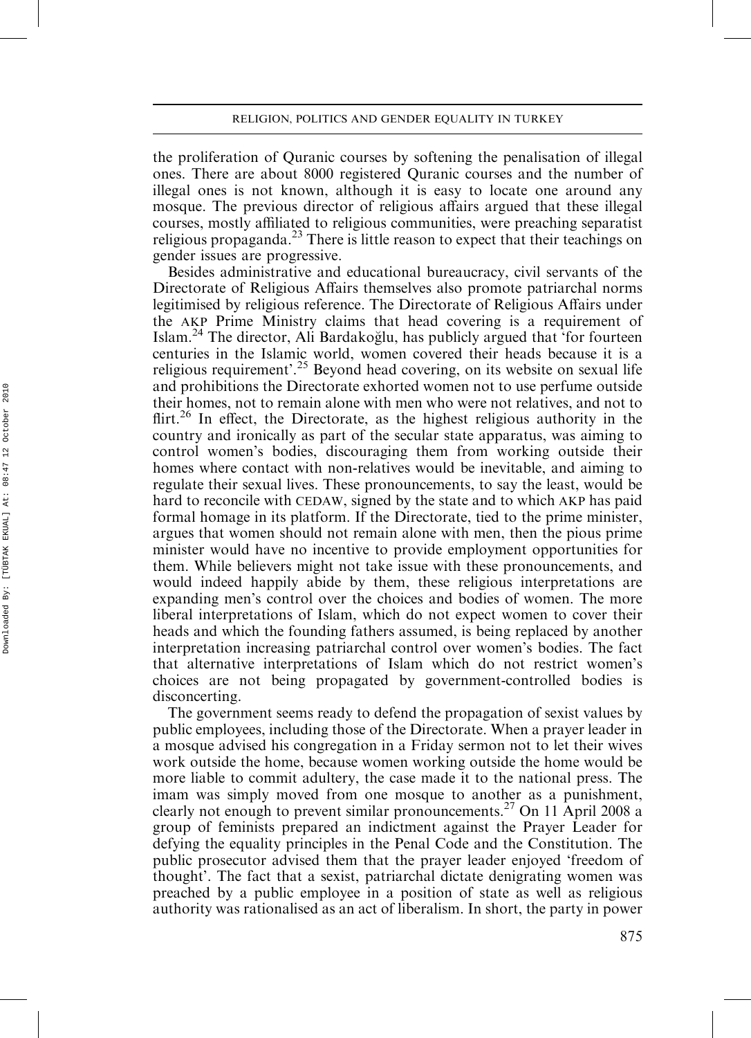the proliferation of Quranic courses by softening the penalisation of illegal ones. There are about 8000 registered Quranic courses and the number of illegal ones is not known, although it is easy to locate one around any mosque. The previous director of religious affairs argued that these illegal courses, mostly affiliated to religious communities, were preaching separatist religious propaganda.[23] There is little reason to expect that their teachings on gender issues are progressive.

Besides administrative and educational bureaucracy, civil servants of the Directorate of Religious Affairs themselves also promote patriarchal norms legitimised by religious reference. The Directorate of Religious Affairs under the AKP Prime Ministry claims that head covering is a requirement of Islam.[24] The director, Ali Bardakoğlu, has publicly argued that 'for fourteen centuries in the Islamic world, women covered their heads because it is a religious requirement'.[25] Beyond head covering, on its website on sexual life and prohibitions the Directorate exhorted women not to use perfume outside their homes, not to remain alone with men who were not relatives, and not to flirt.[26] In effect, the Directorate, as the highest religious authority in the country and ironically as part of the secular state apparatus, was aiming to control women's bodies, discouraging them from working outside their homes where contact with non-relatives would be inevitable, and aiming to regulate their sexual lives. These pronouncements, to say the least, would be hard to reconcile with CEDAW, signed by the state and to which AKP has paid formal homage in its platform. If the Directorate, tied to the prime minister, argues that women should not remain alone with men, then the pious prime minister would have no incentive to provide employment opportunities for them. While believers might not take issue with these pronouncements, and would indeed happily abide by them, these religious interpretations are expanding men's control over the choices and bodies of women. The more liberal interpretations of Islam, which do not expect women to cover their heads and which the founding fathers assumed, is being replaced by another interpretation increasing patriarchal control over women's bodies. The fact that alternative interpretations of Islam which do not restrict women's choices are not being propagated by government-controlled bodies is disconcerting.

The government seems ready to defend the propagation of sexist values by public employees, including those of the Directorate. When a prayer leader in a mosque advised his congregation in a Friday sermon not to let their wives work outside the home, because women working outside the home would be more liable to commit adultery, the case made it to the national press. The imam was simply moved from one mosque to another as a punishment, clearly not enough to prevent similar pronouncements.[27] On 11 April 2008 a group of feminists prepared an indictment against the Prayer Leader for defying the equality principles in the Penal Code and the Constitution. The public prosecutor advised them that the prayer leader enjoyed 'freedom of thought'. The fact that a sexist, patriarchal dictate denigrating women was preached by a public employee in a position of state as well as religious authority was rationalised as an act of liberalism. In short, the party in power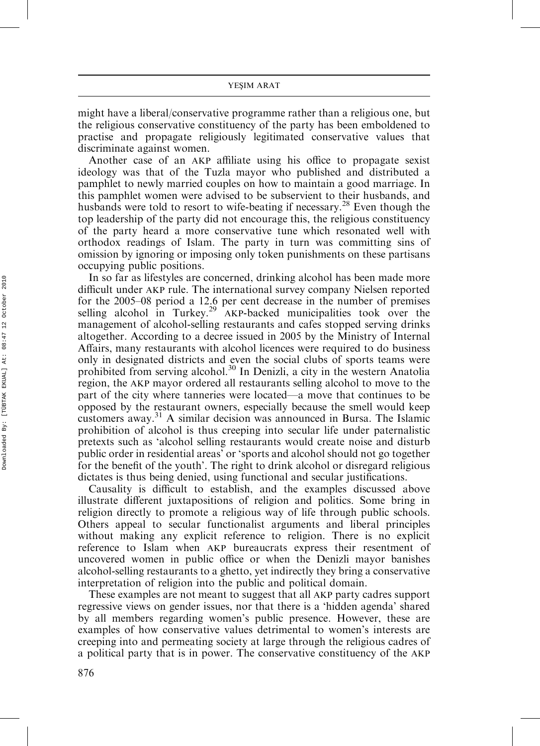might have a liberal/conservative programme rather than a religious one, but the religious conservative constituency of the party has been emboldened to practise and propagate religiously legitimated conservative values that discriminate against women.

Another case of an AKP affiliate using his office to propagate sexist ideology was that of the Tuzla mayor who published and distributed a pamphlet to newly married couples on how to maintain a good marriage. In this pamphlet women were advised to be subservient to their husbands, and husbands were told to resort to wife-beating if necessary.[28] Even though the top leadership of the party did not encourage this, the religious constituency of the party heard a more conservative tune which resonated well with orthodox readings of Islam. The party in turn was committing sins of omission by ignoring or imposing only token punishments on these partisans occupying public positions.

In so far as lifestyles are concerned, drinking alcohol has been made more difficult under AKP rule. The international survey company Nielsen reported for the 2005–08 period a 12.6 per cent decrease in the number of premises selling alcohol in Turkey.[29] AKP-backed municipalities took over the management of alcohol-selling restaurants and cafes stopped serving drinks altogether. According to a decree issued in 2005 by the Ministry of Internal Affairs, many restaurants with alcohol licences were required to do business only in designated districts and even the social clubs of sports teams were prohibited from serving alcohol.[30] In Denizli, a city in the western Anatolia region, the AKP mayor ordered all restaurants selling alcohol to move to the part of the city where tanneries were located—a move that continues to be opposed by the restaurant owners, especially because the smell would keep customers away.[31] A similar decision was announced in Bursa. The Islamic prohibition of alcohol is thus creeping into secular life under paternalistic pretexts such as 'alcohol selling restaurants would create noise and disturb public order in residential areas' or 'sports and alcohol should not go together for the benefit of the youth'. The right to drink alcohol or disregard religious dictates is thus being denied, using functional and secular justifications.

Causality is difficult to establish, and the examples discussed above illustrate different juxtapositions of religion and politics. Some bring in religion directly to promote a religious way of life through public schools. Others appeal to secular functionalist arguments and liberal principles without making any explicit reference to religion. There is no explicit reference to Islam when AKP bureaucrats express their resentment of uncovered women in public office or when the Denizli mayor banishes alcohol-selling restaurants to a ghetto, yet indirectly they bring a conservative interpretation of religion into the public and political domain.

These examples are not meant to suggest that all AKP party cadres support regressive views on gender issues, nor that there is a 'hidden agenda' shared by all members regarding women's public presence. However, these are examples of how conservative values detrimental to women's interests are creeping into and permeating society at large through the religious cadres of a political party that is in power. The conservative constituency of the AKP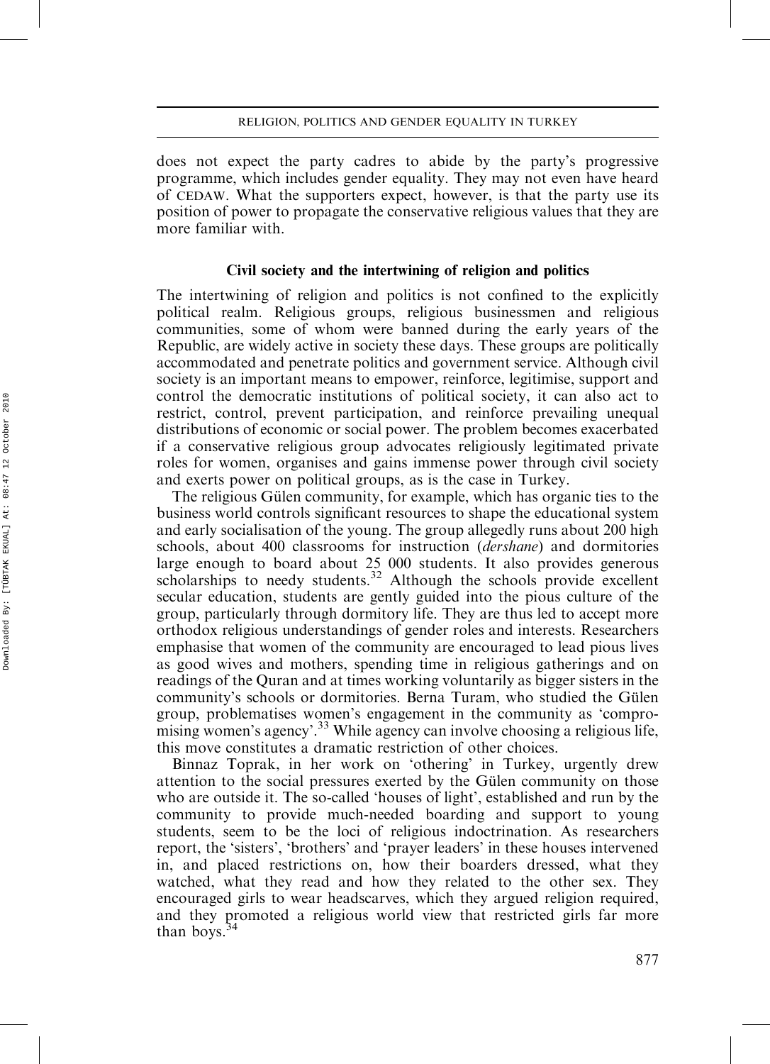does not expect the party cadres to abide by the party's progressive programme, which includes gender equality. They may not even have heard of CEDAW. What the supporters expect, however, is that the party use its position of power to propagate the conservative religious values that they are more familiar with.

## Civil society and the intertwining of religion and politics

The intertwining of religion and politics is not confined to the explicitly political realm. Religious groups, religious businessmen and religious communities, some of whom were banned during the early years of the Republic, are widely active in society these days. These groups are politically accommodated and penetrate politics and government service. Although civil society is an important means to empower, reinforce, legitimise, support and control the democratic institutions of political society, it can also act to restrict, control, prevent participation, and reinforce prevailing unequal distributions of economic or social power. The problem becomes exacerbated if a conservative religious group advocates religiously legitimated private roles for women, organises and gains immense power through civil society and exerts power on political groups, as is the case in Turkey.

The religious Gülen community, for example, which has organic ties to the business world controls significant resources to shape the educational system and early socialisation of the young. The group allegedly runs about 200 high schools, about 400 classrooms for instruction (*dershane*) and dormitories large enough to board about 25 000 students. It also provides generous scholarships to needy students.[32] Although the schools provide excellent secular education, students are gently guided into the pious culture of the group, particularly through dormitory life. They are thus led to accept more orthodox religious understandings of gender roles and interests. Researchers emphasise that women of the community are encouraged to lead pious lives as good wives and mothers, spending time in religious gatherings and on readings of the Quran and at times working voluntarily as bigger sisters in the community's schools or dormitories. Berna Turam, who studied the Gülen group, problematises women's engagement in the community as 'compromising women's agency'.[33] While agency can involve choosing a religious life, this move constitutes a dramatic restriction of other choices.

Binnaz Toprak, in her work on 'othering' in Turkey, urgently drew attention to the social pressures exerted by the Gülen community on those who are outside it. The so-called 'houses of light', established and run by the community to provide much-needed boarding and support to young students, seem to be the loci of religious indoctrination. As researchers report, the 'sisters', 'brothers' and 'prayer leaders' in these houses intervened in, and placed restrictions on, how their boarders dressed, what they watched, what they read and how they related to the other sex. They encouraged girls to wear headscarves, which they argued religion required, and they promoted a religious world view that restricted girls far more than boys.[34]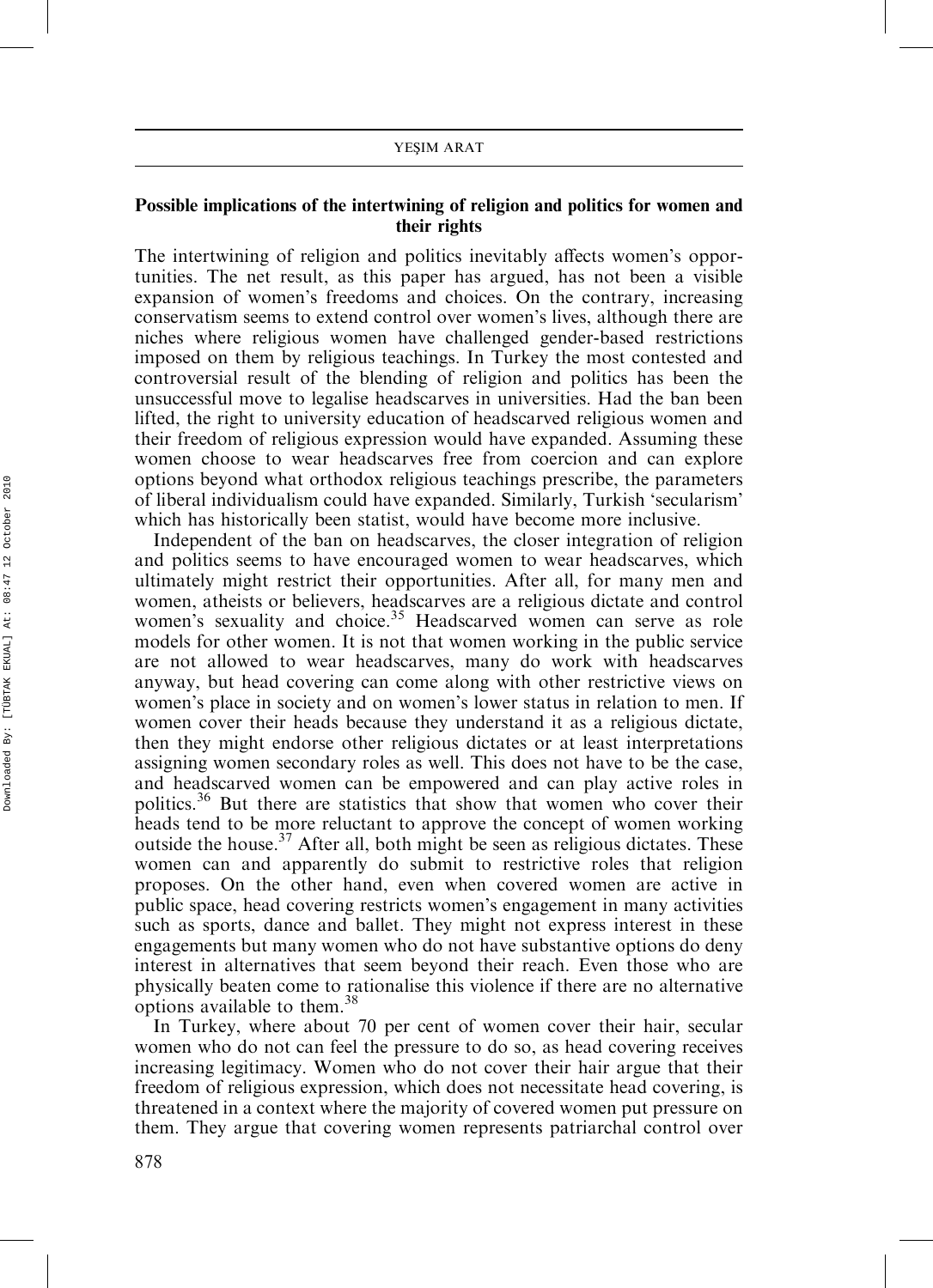## Possible implications of the intertwining of religion and politics for women and their rights

The intertwining of religion and politics inevitably affects women's opportunities. The net result, as this paper has argued, has not been a visible expansion of women's freedoms and choices. On the contrary, increasing conservatism seems to extend control over women's lives, although there are niches where religious women have challenged gender-based restrictions imposed on them by religious teachings. In Turkey the most contested and controversial result of the blending of religion and politics has been the unsuccessful move to legalise headscarves in universities. Had the ban been lifted, the right to university education of headscarved religious women and their freedom of religious expression would have expanded. Assuming these women choose to wear headscarves free from coercion and can explore options beyond what orthodox religious teachings prescribe, the parameters of liberal individualism could have expanded. Similarly, Turkish 'secularism' which has historically been statist, would have become more inclusive.

Independent of the ban on headscarves, the closer integration of religion and politics seems to have encouraged women to wear headscarves, which ultimately might restrict their opportunities. After all, for many men and women, atheists or believers, headscarves are a religious dictate and control women's sexuality and choice.[35] Headscarved women can serve as role models for other women. It is not that women working in the public service are not allowed to wear headscarves, many do work with headscarves anyway, but head covering can come along with other restrictive views on women's place in society and on women's lower status in relation to men. If women cover their heads because they understand it as a religious dictate, then they might endorse other religious dictates or at least interpretations assigning women secondary roles as well. This does not have to be the case, and headscarved women can be empowered and can play active roles in politics.[36] But there are statistics that show that women who cover their heads tend to be more reluctant to approve the concept of women working outside the house.[37] After all, both might be seen as religious dictates. These women can and apparently do submit to restrictive roles that religion proposes. On the other hand, even when covered women are active in public space, head covering restricts women's engagement in many activities such as sports, dance and ballet. They might not express interest in these engagements but many women who do not have substantive options do deny interest in alternatives that seem beyond their reach. Even those who are physically beaten come to rationalise this violence if there are no alternative options available to them.[38]

In Turkey, where about 70 per cent of women cover their hair, secular women who do not can feel the pressure to do so, as head covering receives increasing legitimacy. Women who do not cover their hair argue that their freedom of religious expression, which does not necessitate head covering, is threatened in a context where the majority of covered women put pressure on them. They argue that covering women represents patriarchal control over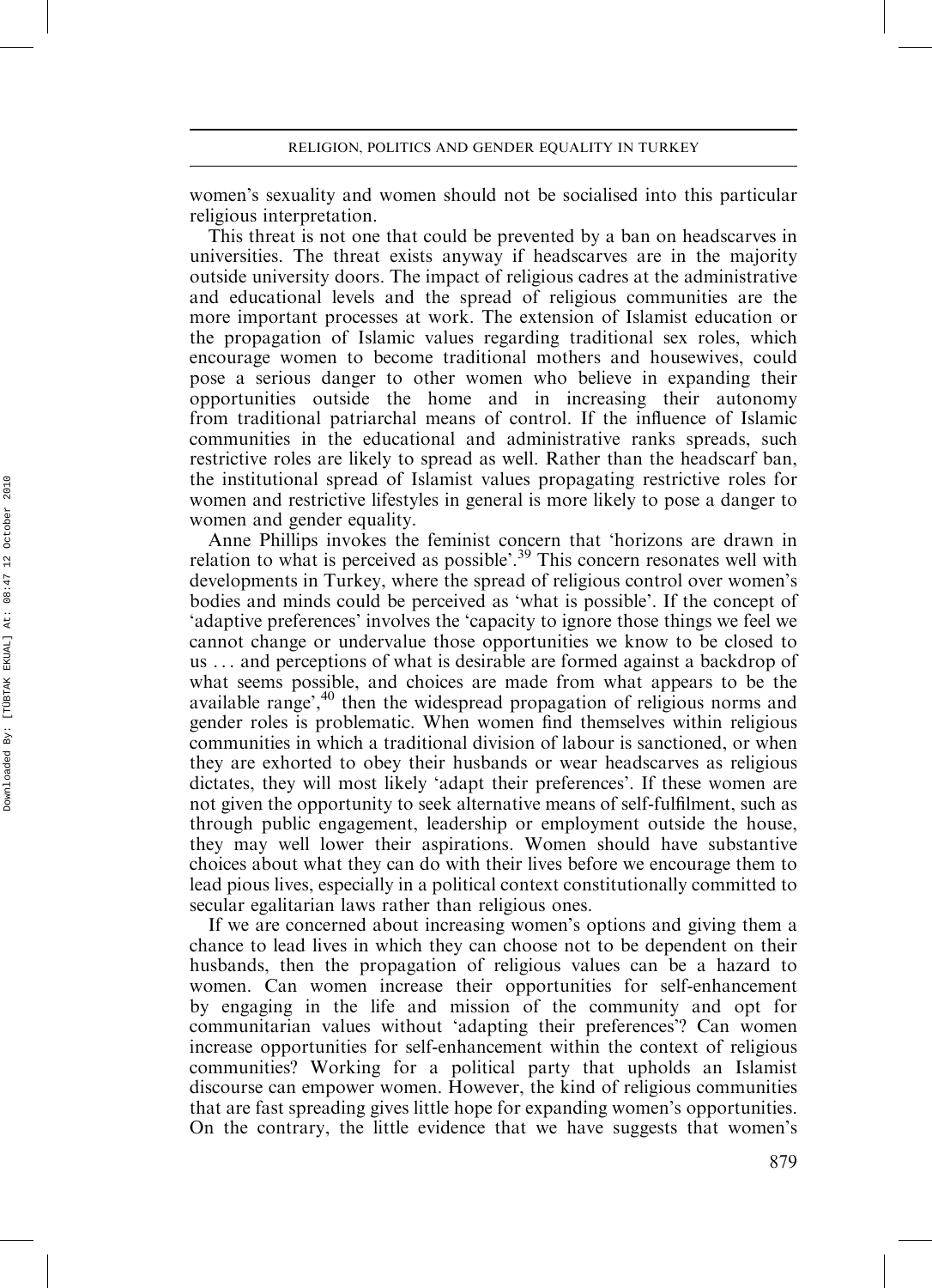women's sexuality and women should not be socialised into this particular religious interpretation.

This threat is not one that could be prevented by a ban on headscarves in universities. The threat exists anyway if headscarves are in the majority outside university doors. The impact of religious cadres at the administrative and educational levels and the spread of religious communities are the more important processes at work. The extension of Islamist education or the propagation of Islamic values regarding traditional sex roles, which encourage women to become traditional mothers and housewives, could pose a serious danger to other women who believe in expanding their opportunities outside the home and in increasing their autonomy from traditional patriarchal means of control. If the influence of Islamic communities in the educational and administrative ranks spreads, such restrictive roles are likely to spread as well. Rather than the headscarf ban, the institutional spread of Islamist values propagating restrictive roles for women and restrictive lifestyles in general is more likely to pose a danger to women and gender equality.

Anne Phillips invokes the feminist concern that 'horizons are drawn in relation to what is perceived as possible'.[39] This concern resonates well with developments in Turkey, where the spread of religious control over women's bodies and minds could be perceived as 'what is possible'. If the concept of 'adaptive preferences' involves the 'capacity to ignore those things we feel we cannot change or undervalue those opportunities we know to be closed to us . . . and perceptions of what is desirable are formed against a backdrop of what seems possible, and choices are made from what appears to be the available range',[40] then the widespread propagation of religious norms and gender roles is problematic. When women find themselves within religious communities in which a traditional division of labour is sanctioned, or when they are exhorted to obey their husbands or wear headscarves as religious dictates, they will most likely 'adapt their preferences'. If these women are not given the opportunity to seek alternative means of self-fulfilment, such as through public engagement, leadership or employment outside the house, they may well lower their aspirations. Women should have substantive choices about what they can do with their lives before we encourage them to lead pious lives, especially in a political context constitutionally committed to secular egalitarian laws rather than religious ones.

If we are concerned about increasing women's options and giving them a chance to lead lives in which they can choose not to be dependent on their husbands, then the propagation of religious values can be a hazard to women. Can women increase their opportunities for self-enhancement by engaging in the life and mission of the community and opt for communitarian values without 'adapting their preferences'? Can women increase opportunities for self-enhancement within the context of religious communities? Working for a political party that upholds an Islamist discourse can empower women. However, the kind of religious communities that are fast spreading gives little hope for expanding women's opportunities. On the contrary, the little evidence that we have suggests that women's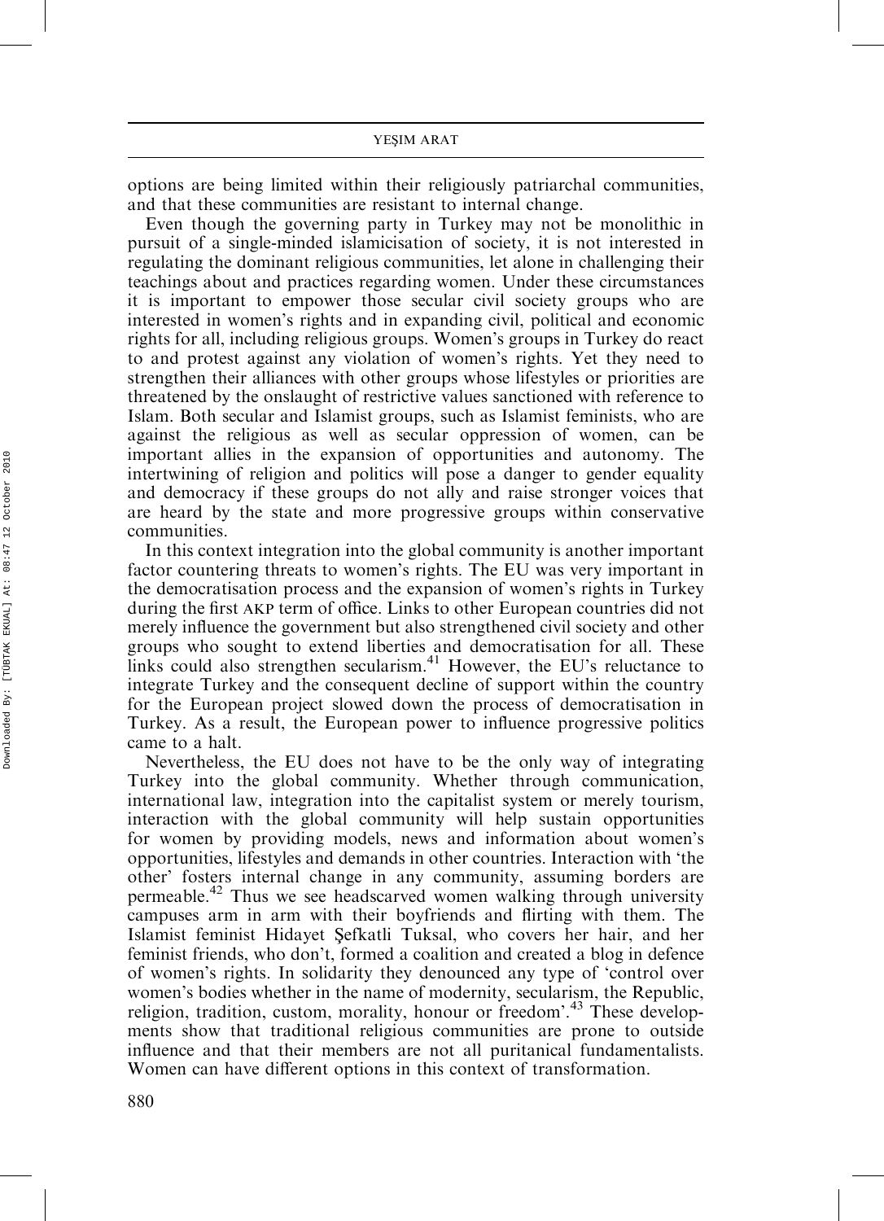options are being limited within their religiously patriarchal communities, and that these communities are resistant to internal change.

Even though the governing party in Turkey may not be monolithic in pursuit of a single-minded islamicisation of society, it is not interested in regulating the dominant religious communities, let alone in challenging their teachings about and practices regarding women. Under these circumstances it is important to empower those secular civil society groups who are interested in women's rights and in expanding civil, political and economic rights for all, including religious groups. Women's groups in Turkey do react to and protest against any violation of women's rights. Yet they need to strengthen their alliances with other groups whose lifestyles or priorities are threatened by the onslaught of restrictive values sanctioned with reference to Islam. Both secular and Islamist groups, such as Islamist feminists, who are against the religious as well as secular oppression of women, can be important allies in the expansion of opportunities and autonomy. The intertwining of religion and politics will pose a danger to gender equality and democracy if these groups do not ally and raise stronger voices that are heard by the state and more progressive groups within conservative communities.

In this context integration into the global community is another important factor countering threats to women's rights. The EU was very important in the democratisation process and the expansion of women's rights in Turkey during the first AKP term of office. Links to other European countries did not merely influence the government but also strengthened civil society and other groups who sought to extend liberties and democratisation for all. These links could also strengthen secularism.[41] However, the EU's reluctance to integrate Turkey and the consequent decline of support within the country for the European project slowed down the process of democratisation in Turkey. As a result, the European power to influence progressive politics came to a halt.

Nevertheless, the EU does not have to be the only way of integrating Turkey into the global community. Whether through communication, international law, integration into the capitalist system or merely tourism, interaction with the global community will help sustain opportunities for women by providing models, news and information about women's opportunities, lifestyles and demands in other countries. Interaction with 'the other' fosters internal change in any community, assuming borders are permeable.[42] Thus we see headscarved women walking through university campuses arm in arm with their boyfriends and flirting with them. The Islamist feminist Hidayet Şefkatli Tuksal, who covers her hair, and her feminist friends, who don't, formed a coalition and created a blog in defence of women's rights. In solidarity they denounced any type of 'control over women's bodies whether in the name of modernity, secularism, the Republic, religion, tradition, custom, morality, honour or freedom'.[43] These developments show that traditional religious communities are prone to outside influence and that their members are not all puritanical fundamentalists. Women can have different options in this context of transformation.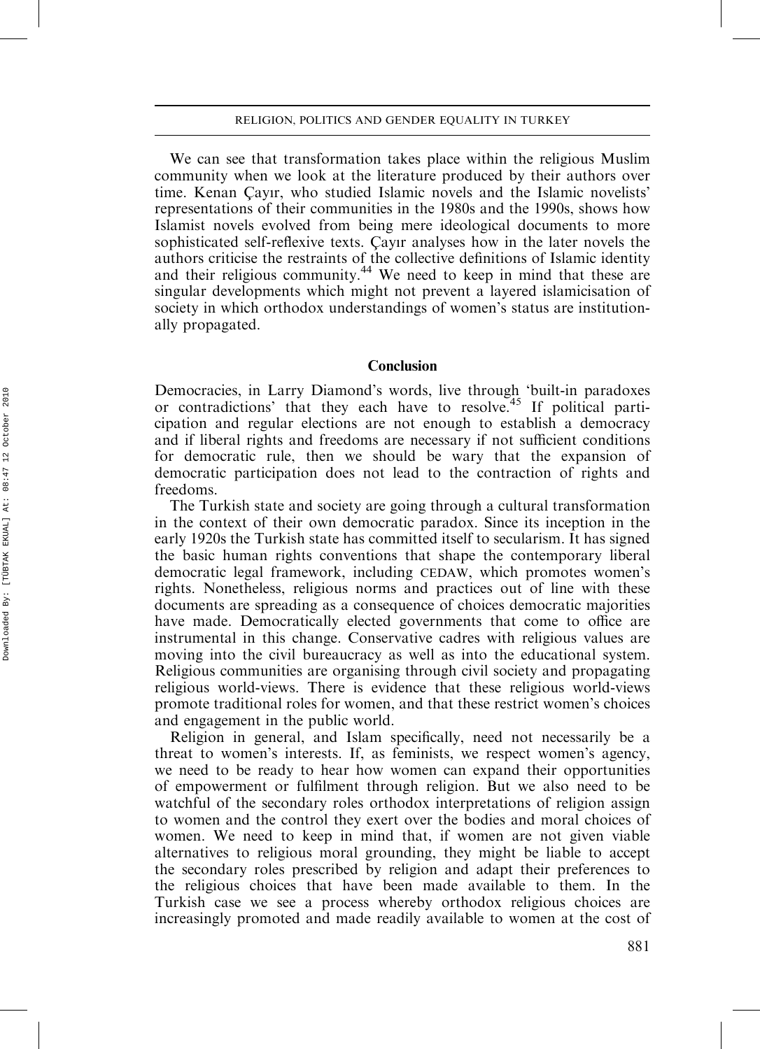We can see that transformation takes place within the religious Muslim community when we look at the literature produced by their authors over time. Kenan Çayır, who studied Islamic novels and the Islamic novelists' representations of their communities in the 1980s and the 1990s, shows how Islamist novels evolved from being mere ideological documents to more sophisticated self-reflexive texts. Çayır analyses how in the later novels the authors criticise the restraints of the collective definitions of Islamic identity and their religious community.[44] We need to keep in mind that these are singular developments which might not prevent a layered islamicisation of society in which orthodox understandings of women's status are institutionally propagated.

## Conclusion

Democracies, in Larry Diamond's words, live through 'built-in paradoxes or contradictions' that they each have to resolve.[45] If political participation and regular elections are not enough to establish a democracy and if liberal rights and freedoms are necessary if not sufficient conditions for democratic rule, then we should be wary that the expansion of democratic participation does not lead to the contraction of rights and freedoms.

The Turkish state and society are going through a cultural transformation in the context of their own democratic paradox. Since its inception in the early 1920s the Turkish state has committed itself to secularism. It has signed the basic human rights conventions that shape the contemporary liberal democratic legal framework, including CEDAW, which promotes women's rights. Nonetheless, religious norms and practices out of line with these documents are spreading as a consequence of choices democratic majorities have made. Democratically elected governments that come to office are instrumental in this change. Conservative cadres with religious values are moving into the civil bureaucracy as well as into the educational system. Religious communities are organising through civil society and propagating religious world-views. There is evidence that these religious world-views promote traditional roles for women, and that these restrict women's choices and engagement in the public world.

Religion in general, and Islam specifically, need not necessarily be a threat to women's interests. If, as feminists, we respect women's agency, we need to be ready to hear how women can expand their opportunities of empowerment or fulfilment through religion. But we also need to be watchful of the secondary roles orthodox interpretations of religion assign to women and the control they exert over the bodies and moral choices of women. We need to keep in mind that, if women are not given viable alternatives to religious moral grounding, they might be liable to accept the secondary roles prescribed by religion and adapt their preferences to the religious choices that have been made available to them. In the Turkish case we see a process whereby orthodox religious choices are increasingly promoted and made readily available to women at the cost of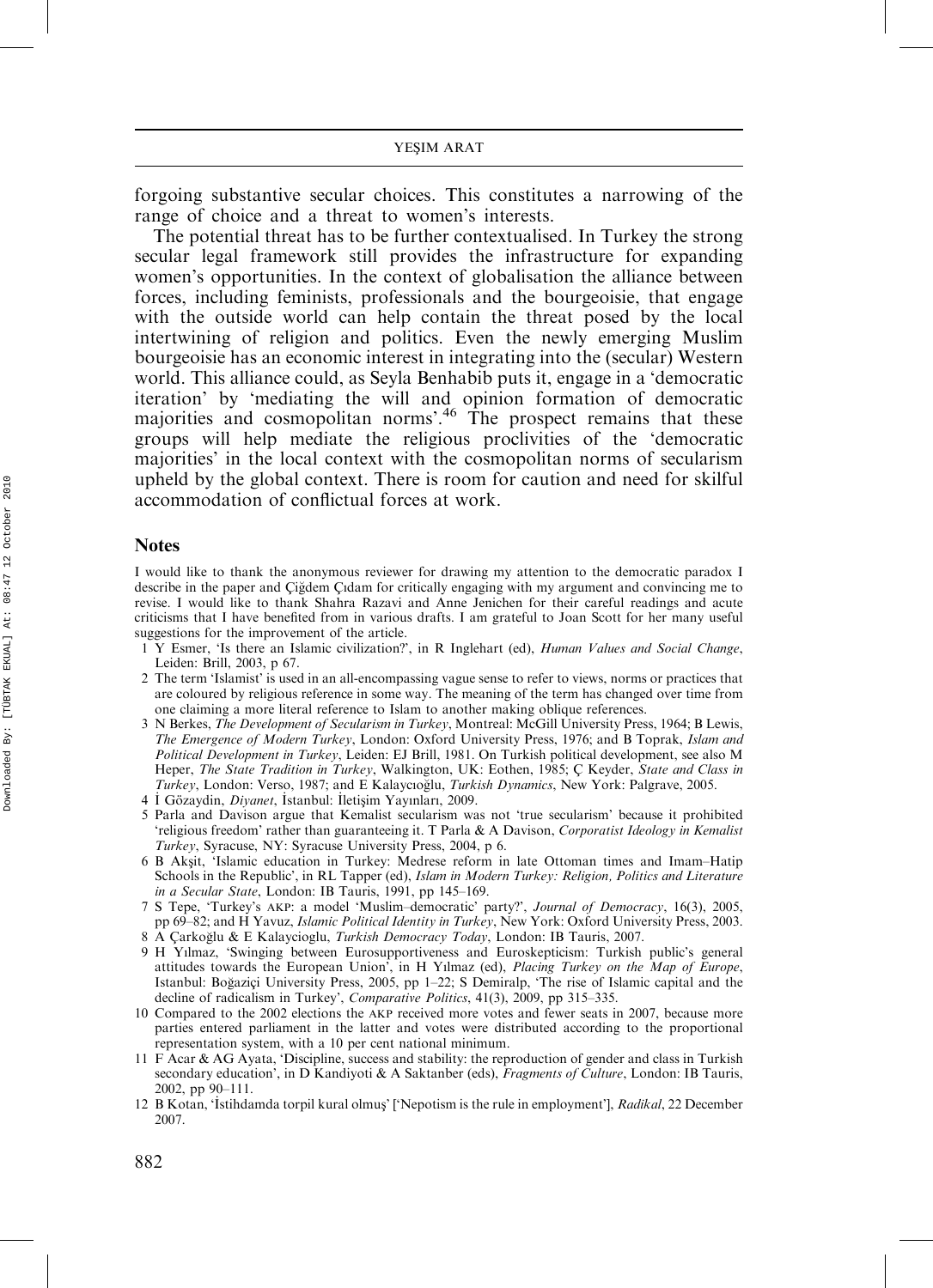forgoing substantive secular choices. This constitutes a narrowing of the range of choice and a threat to women's interests.

The potential threat has to be further contextualised. In Turkey the strong secular legal framework still provides the infrastructure for expanding women's opportunities. In the context of globalisation the alliance between forces, including feminists, professionals and the bourgeoisie, that engage with the outside world can help contain the threat posed by the local intertwining of religion and politics. Even the newly emerging Muslim bourgeoisie has an economic interest in integrating into the (secular) Western world. This alliance could, as Seyla Benhabib puts it, engage in a 'democratic iteration' by 'mediating the will and opinion formation of democratic majorities and cosmopolitan norms'.[46] The prospect remains that these groups will help mediate the religious proclivities of the 'democratic majorities' in the local context with the cosmopolitan norms of secularism upheld by the global context. There is room for caution and need for skilful accommodation of conflictual forces at work.

## Notes

I would like to thank the anonymous reviewer for drawing my attention to the democratic paradox I describe in the paper and Çiğdem Çıdam for critically engaging with my argument and convincing me to revise. I would like to thank Shahra Razavi and Anne Jenichen for their careful readings and acute criticisms that I have benefited from in various drafts. I am grateful to Joan Scott for her many useful suggestions for the improvement of the article.

1 Y Esmer, 'Is there an Islamic civilization?', in R Inglehart (ed), *Human Values and Social Change*, Leiden: Brill, 2003, p 67.

2 The term 'Islamist' is used in an all-encompassing vague sense to refer to views, norms or practices that are coloured by religious reference in some way. The meaning of the term has changed over time from one claiming a more literal reference to Islam to another making oblique references.

3 N Berkes, *The Development of Secularism in Turkey*, Montreal: McGill University Press, 1964; B Lewis, *The Emergence of Modern Turkey*, London: Oxford University Press, 1976; and B Toprak, *Islam and Political Development in Turkey*, Leiden: EJ Brill, 1981. On Turkish political development, see also M Heper, *The State Tradition in Turkey*, Walkington, UK: Eothen, 1985; Ç Keyder, *State and Class in Turkey*, London: Verso, 1987; and E Kalaycıoğlu, *Turkish Dynamics*, New York: Palgrave, 2005.

4 İ Gözaydin, *Diyanet*, İstanbul: İletişim Yayınları, 2009.

5 Parla and Davison argue that Kemalist secularism was not 'true secularism' because it prohibited 'religious freedom' rather than guaranteeing it. T Parla & A Davison, *Corporatist Ideology in Kemalist Turkey*, Syracuse, NY: Syracuse University Press, 2004, p 6.

6 B Akşit, 'Islamic education in Turkey: Medrese reform in late Ottoman times and Imam–Hatip Schools in the Republic', in RL Tapper (ed), *Islam in Modern Turkey: Religion, Politics and Literature in a Secular State*, London: IB Tauris, 1991, pp 145–169.

7 S Tepe, 'Turkey's AKP: a model 'Muslim–democratic' party?', *Journal of Democracy*, 16(3), 2005, pp 69–82; and H Yavuz, *Islamic Political Identity in Turkey*, New York: Oxford University Press, 2003.

8 A Çarkoğlu & E Kalaycioglu, *Turkish Democracy Today*, London: IB Tauris, 2007.

9 H Yılmaz, 'Swinging between Eurosupportiveness and Euroskepticism: Turkish public's general attitudes towards the European Union', in H Yılmaz (ed), *Placing Turkey on the Map of Europe*, Istanbul: Boğaziçi University Press, 2005, pp 1–22; S Demiralp, 'The rise of Islamic capital and the decline of radicalism in Turkey', *Comparative Politics*, 41(3), 2009, pp 315–335.

10 Compared to the 2002 elections the AKP received more votes and fewer seats in 2007, because more parties entered parliament in the latter and votes were distributed according to the proportional representation system, with a 10 per cent national minimum.

11 F Acar & AG Ayata, 'Discipline, success and stability: the reproduction of gender and class in Turkish secondary education', in D Kandiyoti & A Saktanber (eds), *Fragments of Culture*, London: IB Tauris, 2002, pp 90–111.

12 B Kotan, 'İstihdamda torpil kural olmuş' ['Nepotism is the rule in employment'], *Radikal*, 22 December 2007.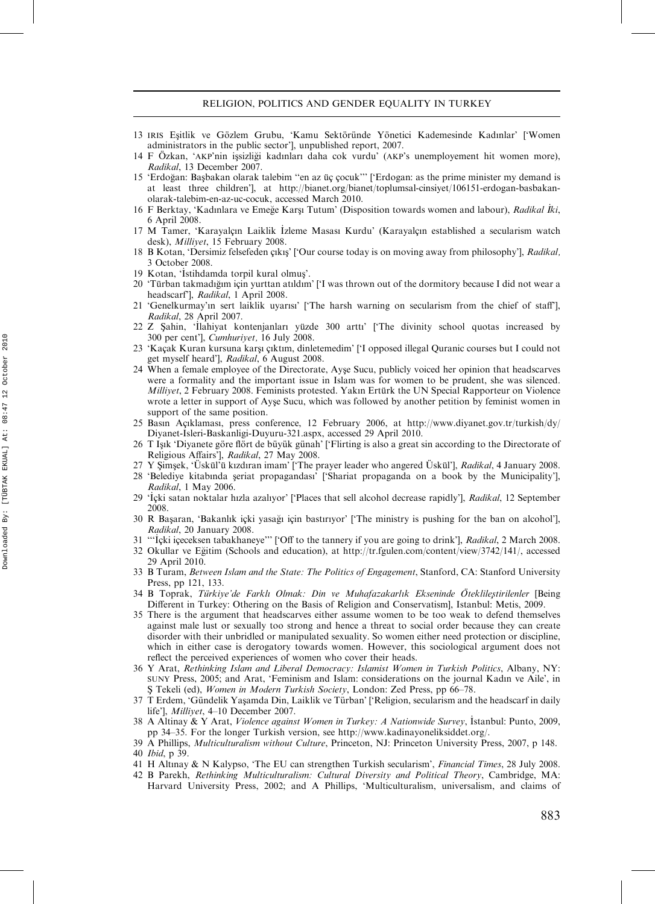13 IRIS Eşitlik ve Gözlem Grubu, 'Kamu Sektöründe Yönetici Kademesinde Kadınlar' ['Women administrators in the public sector'], unpublished report, 2007.

14 F Özkan, 'AKP'nin işsizliği kadınları daha cok vurdu' (AKP's unemployement hit women more), *Radikal*, 13 December 2007.

15 'Erdoğan: Başbakan olarak talebim "en az üç çocuk"' ['Erdogan: as the prime minister my demand is at least three children'], at http://bianet.org/bianet/toplumsal-cinsiyet/106151-erdogan-basbakan-olarak-talebim-en-az-uc-cocuk, accessed March 2010.

16 F Berktay, 'Kadınlara ve Emeğe Karşı Tutum' (Disposition towards women and labour), *Radikal İki*, 6 April 2008.

17 M Tamer, 'Karayalçın Laiklik İzleme Masası Kurdu' (Karayalçın established a secularism watch desk), *Milliyet*, 15 February 2008.

18 B Kotan, 'Dersimiz felsefeden çıkış' ['Our course today is on moving away from philosophy'], *Radikal,* 3 October 2008.

19 Kotan, 'İstihdamda torpil kural olmuş'.

20 'Türban takmadığım için yurttan atıldım' ['I was thrown out of the dormitory because I did not wear a headscarf'], *Radikal*, 1 April 2008.

21 'Genelkurmay'ın sert laiklik uyarısı' ['The harsh warning on secularism from the chief of staff'], *Radikal*, 28 April 2007.

22 Z Şahin, 'İlahiyat kontenjanları yüzde 300 arttı' ['The divinity school quotas increased by 300 per cent'], *Cumhuriyet,* 16 July 2008.

23 'Kaçak Kuran kursuna karşı çıktım, dinletemedim' ['I opposed illegal Quranic courses but I could not get myself heard'], *Radikal*, 6 August 2008.

24 When a female employee of the Directorate, Ayşe Sucu, publicly voiced her opinion that headscarves were a formality and the important issue in Islam was for women to be prudent, she was silenced. *Milliyet*, 2 February 2008. Feminists protested. Yakın Ertürk the UN Special Rapporteur on Violence wrote a letter in support of Ayşe Sucu, which was followed by another petition by feminist women in support of the same position.

25 Basın Açıklaması, press conference, 12 February 2006, at http://www.diyanet.gov.tr/turkish/dy/Diyanet-Isleri-Baskanligi-Duyuru-321.aspx, accessed 29 April 2010.

26 T Işık 'Diyanete göre flört de büyük günah' ['Flirting is also a great sin according to the Directorate of Religious Affairs'], *Radikal*, 27 May 2008.

27 Y Şimşek, 'Üskül'ü kızdıran imam' ['The prayer leader who angered Üskül'], *Radikal*, 4 January 2008.

28 'Belediye kitabında şeriat propagandası' ['Shariat propaganda on a book by the Municipality'], *Radikal*, 1 May 2006.

29 'İçki satan noktalar hızla azalıyor' ['Places that sell alcohol decrease rapidly'], *Radikal*, 12 September 2008.

30 R Başaran, 'Bakanlık içki yasağı için bastırıyor' ['The ministry is pushing for the ban on alcohol'], *Radikal*, 20 January 2008.

31 '"İçki içeceksen tabakhaneye"' ['Off to the tannery if you are going to drink'], *Radikal*, 2 March 2008.

32 Okullar ve Eğitim (Schools and education), at http://tr.fgulen.com/content/view/3742/141/, accessed 29 April 2010.

33 B Turam, *Between Islam and the State: The Politics of Engagement*, Stanford, CA: Stanford University Press, pp 121, 133.

34 B Toprak, *Türkiye'de Farklı Olmak: Din ve Muhafazakarlık Ekseninde Ötekileştirilenler* [Being Different in Turkey: Othering on the Basis of Religion and Conservatism], Istanbul: Metis, 2009.

35 There is the argument that headscarves either assume women to be too weak to defend themselves against male lust or sexually too strong and hence a threat to social order because they can create disorder with their unbridled or manipulated sexuality. So women either need protection or discipline, which in either case is derogatory towards women. However, this sociological argument does not reflect the perceived experiences of women who cover their heads.

36 Y Arat, *Rethinking Islam and Liberal Democracy: Islamist Women in Turkish Politics*, Albany, NY: SUNY Press, 2005; and Arat, 'Feminism and Islam: considerations on the journal Kadın ve Aile', in Ş Tekeli (ed), *Women in Modern Turkish Society*, London: Zed Press, pp 66–78.

37 T Erdem, 'Gündelik Yaşamda Din, Laiklik ve Türban' ['Religion, secularism and the headscarf in daily life'], *Milliyet*, 4–10 December 2007.

38 A Altinay & Y Arat, *Violence against Women in Turkey: A Nationwide Survey*, İstanbul: Punto, 2009, pp 34–35. For the longer Turkish version, see http://www.kadinayoneliksiddet.org/.

39 A Phillips, *Multiculturalism without Culture*, Princeton, NJ: Princeton University Press, 2007, p 148.

40 *Ibid*, p 39.

41 H Altınay & N Kalypso, 'The EU can strengthen Turkish secularism', *Financial Times*, 28 July 2008.

42 B Parekh, *Rethinking Multiculturalism: Cultural Diversity and Political Theory*, Cambridge, MA: Harvard University Press, 2002; and A Phillips, 'Multiculturalism, universalism, and claims of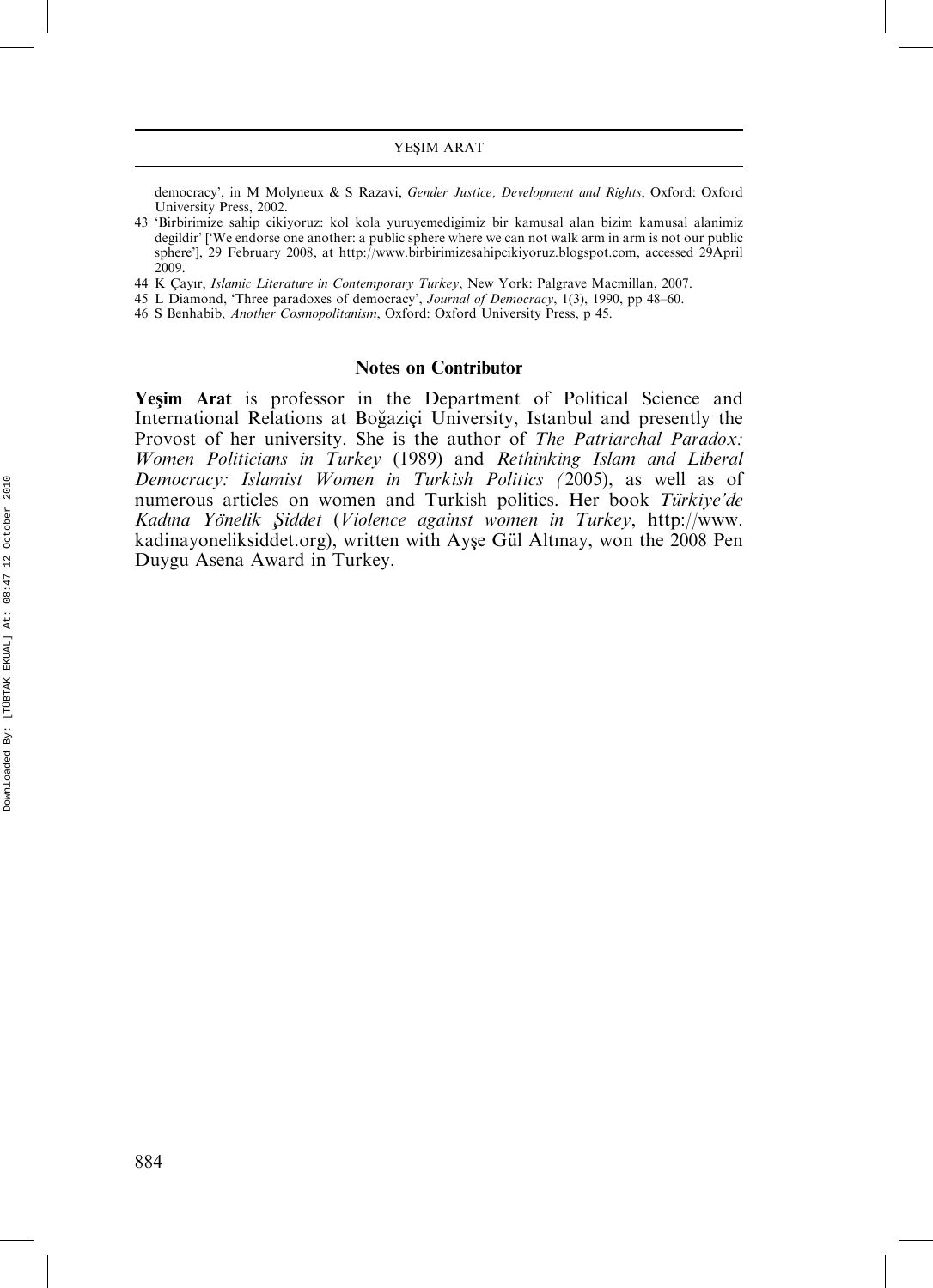democracy', in M Molyneux & S Razavi, *Gender Justice, Development and Rights*, Oxford: Oxford University Press, 2002.

43 'Birbirimize sahip cikiyoruz: kol kola yuruyemedigimiz bir kamusal alan bizim kamusal alanimiz degildir' ['We endorse one another: a public sphere where we can not walk arm in arm is not our public sphere'], 29 February 2008, at http://www.birbirimizesahipcikiyoruz.blogspot.com, accessed 29April 2009.

44 K Çayır, *Islamic Literature in Contemporary Turkey*, New York: Palgrave Macmillan, 2007.

45 L Diamond, 'Three paradoxes of democracy', *Journal of Democracy*, 1(3), 1990, pp 48–60.

46 S Benhabib, *Another Cosmopolitanism*, Oxford: Oxford University Press, p 45.

## Notes on Contributor

**Yeşim Arat** is professor in the Department of Political Science and International Relations at Boğaziçi University, Istanbul and presently the Provost of her university. She is the author of *The Patriarchal Paradox: Women Politicians in Turkey* (1989) and *Rethinking Islam and Liberal Democracy: Islamist Women in Turkish Politics (*2005), as well as of numerous articles on women and Turkish politics. Her book *Türkiye'de Kadına Yönelik Şiddet* (*Violence against women in Turkey*, http://www.kadinayoneliksiddet.org), written with Ayşe Gül Altınay, won the 2008 Pen Duygu Asena Award in Turkey.